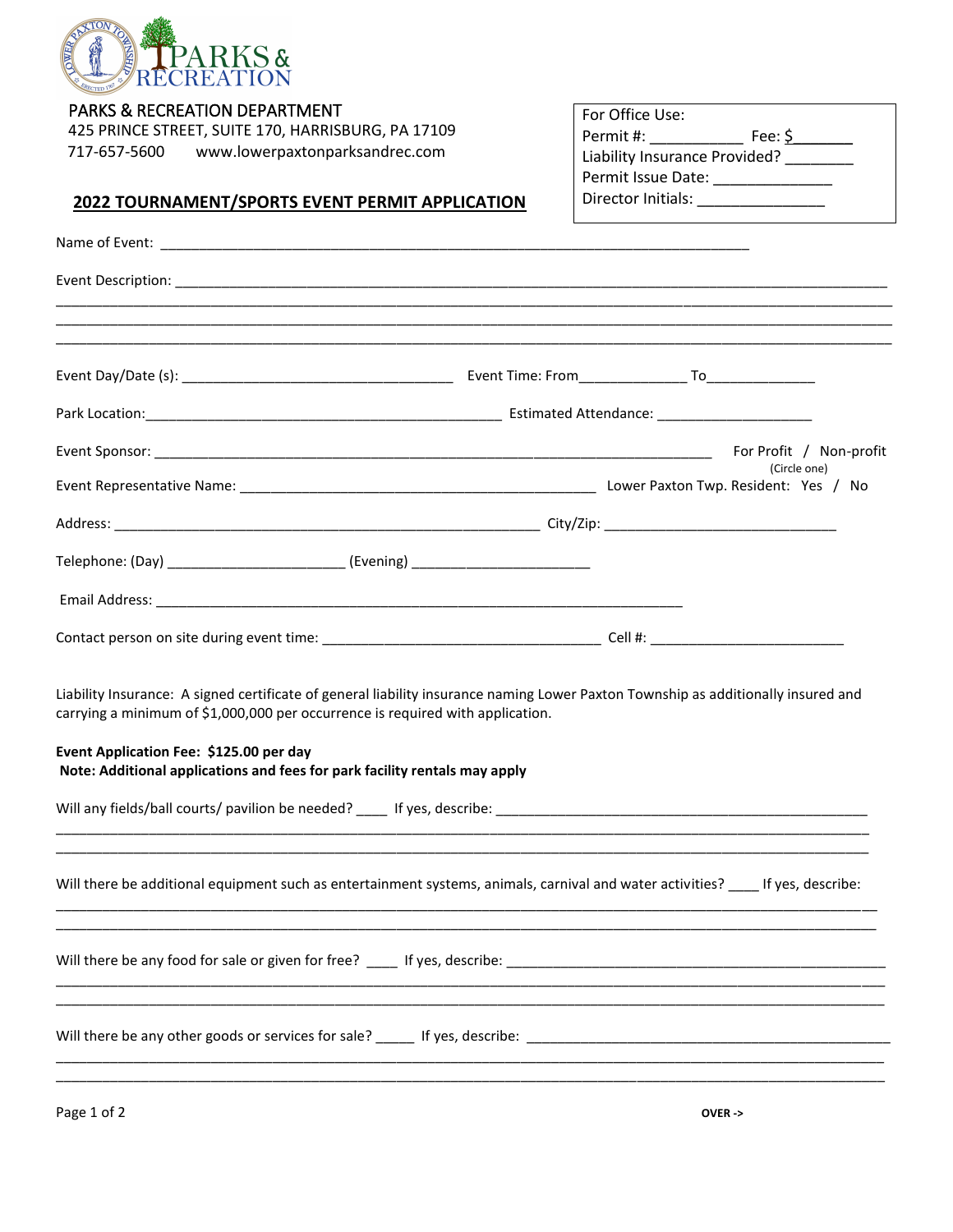PARKS & RECREATION DEPARTMENT
425 PRINCE STREET, SUITE 170, HARRISBURG, PA 17109
717-657-5600 www.lowerpaxtonparksandrec.com

| For Office Use: |
|---|
| Permit #: ___________ Fee: $_______ |
| Liability Insurance Provided? ________ |
| Permit Issue Date: ______________ |
| Director Initials: _______________ |

## 2022 TOURNAMENT/SPORTS EVENT PERMIT APPLICATION

Name of Event: ______________________________________________________________________________

Event Description: ____________________________________________________________________________

______________________________________________________________________________________________

______________________________________________________________________________________________

______________________________________________________________________________________________

Event Day/Date (s): ___________________________________ Event Time: From______________ To______________

Park Location:_______________________________________________ Estimated Attendance: ____________________

Event Sponsor: ___________________________________________________________________ For Profit / Non-profit (Circle one)

Event Representative Name: ______________________________________________ Lower Paxton Twp. Resident: Yes / No

Address: _________________________________________________________ City/Zip: ______________________________

Telephone: (Day) _______________________ (Evening) _______________________

Email Address: ______________________________________________________________________

Contact person on site during event time: ____________________________________ Cell #: __________________________

Liability Insurance: A signed certificate of general liability insurance naming Lower Paxton Township as additionally insured and carrying a minimum of $1,000,000 per occurrence is required with application.

**Event Application Fee: $125.00 per day**
**Note: Additional applications and fees for park facility rentals may apply**

Will any fields/ball courts/ pavilion be needed? ____ If yes, describe: __________________________________________________

______________________________________________________________________________________________

______________________________________________________________________________________________

Will there be additional equipment such as entertainment systems, animals, carnival and water activities? ____ If yes, describe:

______________________________________________________________________________________________

______________________________________________________________________________________________

Will there be any food for sale or given for free? ____ If yes, describe: ___________________________________________________

______________________________________________________________________________________________

______________________________________________________________________________________________

Will there be any other goods or services for sale? _____ If yes, describe: _______________________________________________

______________________________________________________________________________________________

______________________________________________________________________________________________

OVER ->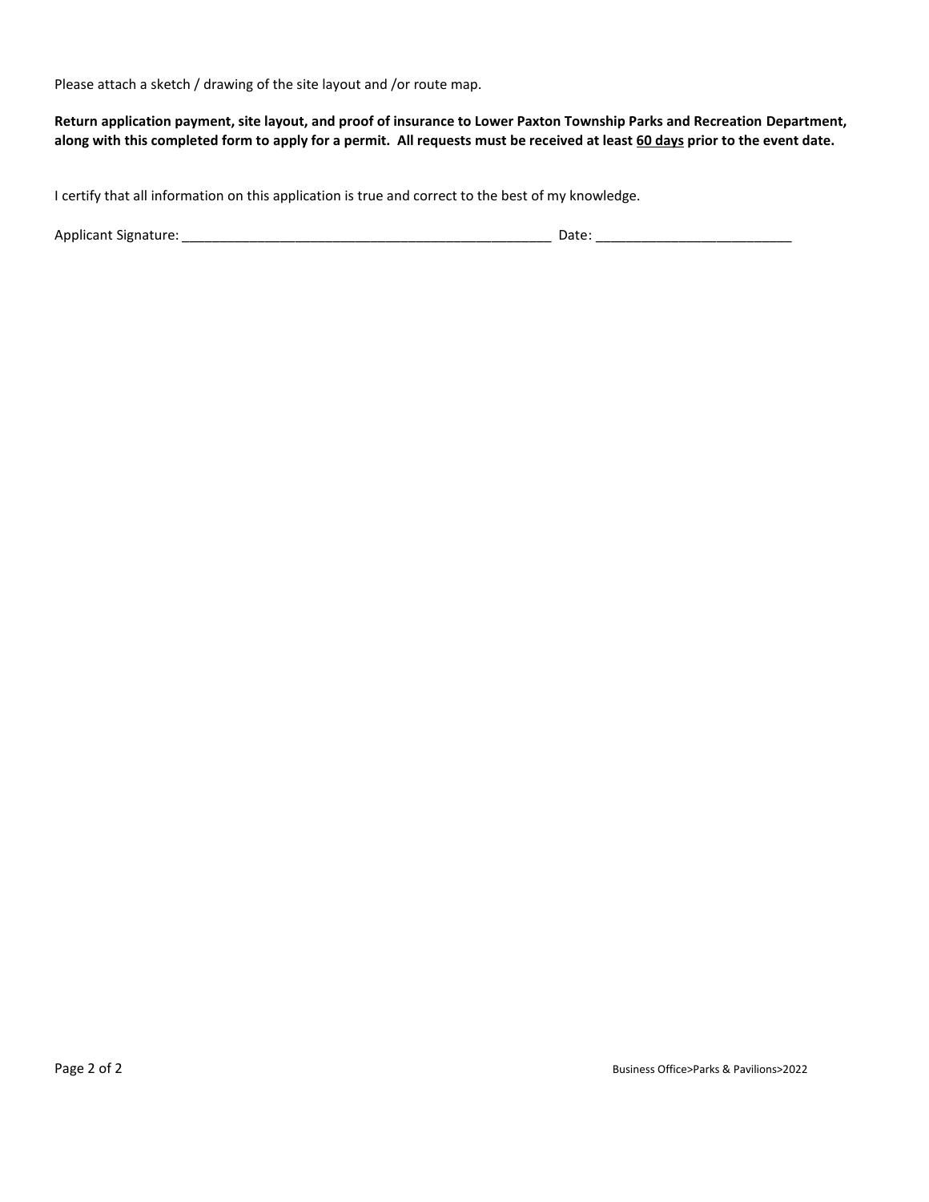Please attach a sketch / drawing of the site layout and /or route map.

**Return application payment, site layout, and proof of insurance to Lower Paxton Township Parks and Recreation Department, along with this completed form to apply for a permit. All requests must be received at least 60 days prior to the event date.**

I certify that all information on this application is true and correct to the best of my knowledge.

Applicant Signature: _________________________________________________ Date: __________________________